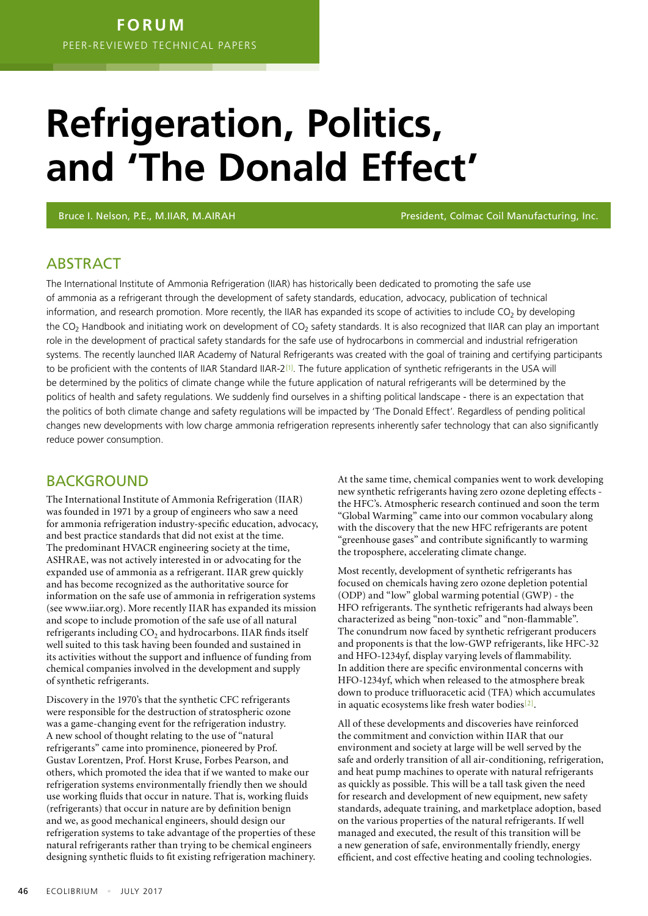FORUM

PEER-REVIEWED TECHNICAL PAPERS

# Refrigeration, Politics, and 'The Donald Effect'

Bruce I. Nelson, P.E., M.IIAR, M.AIRAH — President, Colmac Coil Manufacturing, Inc.

## ABSTRACT

The International Institute of Ammonia Refrigeration (IIAR) has historically been dedicated to promoting the safe use of ammonia as a refrigerant through the development of safety standards, education, advocacy, publication of technical information, and research promotion. More recently, the IIAR has expanded its scope of activities to include $CO_2$ by developing the $CO_2$ Handbook and initiating work on development of $CO_2$ safety standards. It is also recognized that IIAR can play an important role in the development of practical safety standards for the safe use of hydrocarbons in commercial and industrial refrigeration systems. The recently launched IIAR Academy of Natural Refrigerants was created with the goal of training and certifying participants to be proficient with the contents of IIAR Standard IIAR-2[1]. The future application of synthetic refrigerants in the USA will be determined by the politics of climate change while the future application of natural refrigerants will be determined by the politics of health and safety regulations. We suddenly find ourselves in a shifting political landscape - there is an expectation that the politics of both climate change and safety regulations will be impacted by 'The Donald Effect'. Regardless of pending political changes new developments with low charge ammonia refrigeration represents inherently safer technology that can also significantly reduce power consumption.

## BACKGROUND

The International Institute of Ammonia Refrigeration (IIAR) was founded in 1971 by a group of engineers who saw a need for ammonia refrigeration industry-specific education, advocacy, and best practice standards that did not exist at the time. The predominant HVACR engineering society at the time, ASHRAE, was not actively interested in or advocating for the expanded use of ammonia as a refrigerant. IIAR grew quickly and has become recognized as the authoritative source for information on the safe use of ammonia in refrigeration systems (see www.iiar.org). More recently IIAR has expanded its mission and scope to include promotion of the safe use of all natural refrigerants including $CO_2$ and hydrocarbons. IIAR finds itself well suited to this task having been founded and sustained in its activities without the support and influence of funding from chemical companies involved in the development and supply of synthetic refrigerants.

Discovery in the 1970's that the synthetic CFC refrigerants were responsible for the destruction of stratospheric ozone was a game-changing event for the refrigeration industry. A new school of thought relating to the use of "natural refrigerants" came into prominence, pioneered by Prof. Gustav Lorentzen, Prof. Horst Kruse, Forbes Pearson, and others, which promoted the idea that if we wanted to make our refrigeration systems environmentally friendly then we should use working fluids that occur in nature. That is, working fluids (refrigerants) that occur in nature are by definition benign and we, as good mechanical engineers, should design our refrigeration systems to take advantage of the properties of these natural refrigerants rather than trying to be chemical engineers designing synthetic fluids to fit existing refrigeration machinery.

At the same time, chemical companies went to work developing new synthetic refrigerants having zero ozone depleting effects - the HFC's. Atmospheric research continued and soon the term "Global Warming" came into our common vocabulary along with the discovery that the new HFC refrigerants are potent "greenhouse gases" and contribute significantly to warming the troposphere, accelerating climate change.

Most recently, development of synthetic refrigerants has focused on chemicals having zero ozone depletion potential (ODP) and "low" global warming potential (GWP) - the HFO refrigerants. The synthetic refrigerants had always been characterized as being "non-toxic" and "non-flammable". The conundrum now faced by synthetic refrigerant producers and proponents is that the low-GWP refrigerants, like HFC-32 and HFO-1234yf, display varying levels of flammability. In addition there are specific environmental concerns with HFO-1234yf, which when released to the atmosphere break down to produce trifluoracetic acid (TFA) which accumulates in aquatic ecosystems like fresh water bodies[2].

All of these developments and discoveries have reinforced the commitment and conviction within IIAR that our environment and society at large will be well served by the safe and orderly transition of all air-conditioning, refrigeration, and heat pump machines to operate with natural refrigerants as quickly as possible. This will be a tall task given the need for research and development of new equipment, new safety standards, adequate training, and marketplace adoption, based on the various properties of the natural refrigerants. If well managed and executed, the result of this transition will be a new generation of safe, environmentally friendly, energy efficient, and cost effective heating and cooling technologies.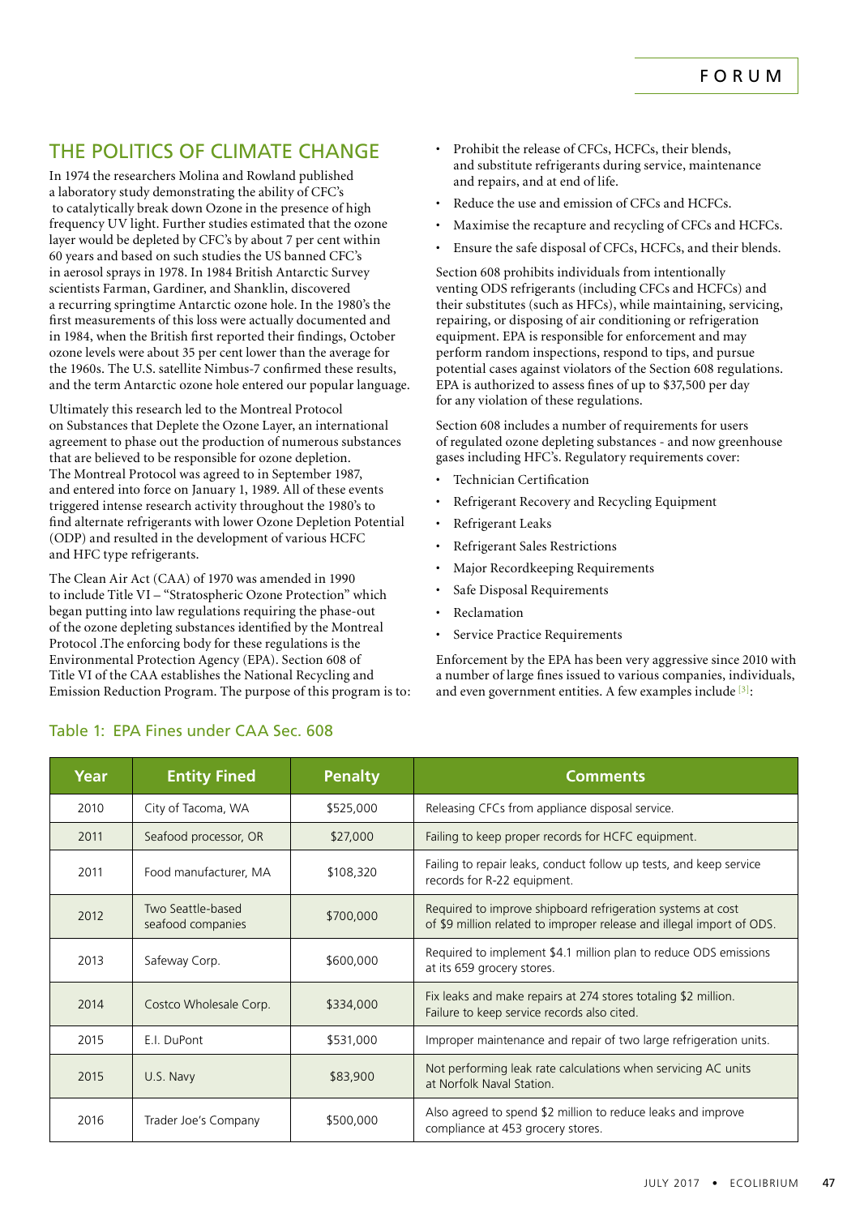## THE POLITICS OF CLIMATE CHANGE

In 1974 the researchers Molina and Rowland published a laboratory study demonstrating the ability of CFC's to catalytically break down Ozone in the presence of high frequency UV light. Further studies estimated that the ozone layer would be depleted by CFC's by about 7 per cent within 60 years and based on such studies the US banned CFC's in aerosol sprays in 1978. In 1984 British Antarctic Survey scientists Farman, Gardiner, and Shanklin, discovered a recurring springtime Antarctic ozone hole. In the 1980's the first measurements of this loss were actually documented and in 1984, when the British first reported their findings, October ozone levels were about 35 per cent lower than the average for the 1960s. The U.S. satellite Nimbus-7 confirmed these results, and the term Antarctic ozone hole entered our popular language.

Ultimately this research led to the Montreal Protocol on Substances that Deplete the Ozone Layer, an international agreement to phase out the production of numerous substances that are believed to be responsible for ozone depletion. The Montreal Protocol was agreed to in September 1987, and entered into force on January 1, 1989. All of these events triggered intense research activity throughout the 1980's to find alternate refrigerants with lower Ozone Depletion Potential (ODP) and resulted in the development of various HCFC and HFC type refrigerants.

The Clean Air Act (CAA) of 1970 was amended in 1990 to include Title VI – "Stratospheric Ozone Protection" which began putting into law regulations requiring the phase-out of the ozone depleting substances identified by the Montreal Protocol .The enforcing body for these regulations is the Environmental Protection Agency (EPA). Section 608 of Title VI of the CAA establishes the National Recycling and Emission Reduction Program. The purpose of this program is to:

- Prohibit the release of CFCs, HCFCs, their blends, and substitute refrigerants during service, maintenance and repairs, and at end of life.
- Reduce the use and emission of CFCs and HCFCs.
- Maximise the recapture and recycling of CFCs and HCFCs.
- Ensure the safe disposal of CFCs, HCFCs, and their blends.

Section 608 prohibits individuals from intentionally venting ODS refrigerants (including CFCs and HCFCs) and their substitutes (such as HFCs), while maintaining, servicing, repairing, or disposing of air conditioning or refrigeration equipment. EPA is responsible for enforcement and may perform random inspections, respond to tips, and pursue potential cases against violators of the Section 608 regulations. EPA is authorized to assess fines of up to $37,500 per day for any violation of these regulations.

Section 608 includes a number of requirements for users of regulated ozone depleting substances - and now greenhouse gases including HFC's. Regulatory requirements cover:

- Technician Certification
- Refrigerant Recovery and Recycling Equipment
- Refrigerant Leaks
- Refrigerant Sales Restrictions
- Major Recordkeeping Requirements
- Safe Disposal Requirements
- Reclamation
- Service Practice Requirements

Enforcement by the EPA has been very aggressive since 2010 with a number of large fines issued to various companies, individuals, and even government entities. A few examples include [3]:

Table 1: EPA Fines under CAA Sec. 608

| Year | Entity Fined | Penalty | Comments |
|---|---|---|---|
| 2010 | City of Tacoma, WA | $525,000 | Releasing CFCs from appliance disposal service. |
| 2011 | Seafood processor, OR | $27,000 | Failing to keep proper records for HCFC equipment. |
| 2011 | Food manufacturer, MA | $108,320 | Failing to repair leaks, conduct follow up tests, and keep service records for R-22 equipment. |
| 2012 | Two Seattle-based seafood companies | $700,000 | Required to improve shipboard refrigeration systems at cost of $9 million related to improper release and illegal import of ODS. |
| 2013 | Safeway Corp. | $600,000 | Required to implement $4.1 million plan to reduce ODS emissions at its 659 grocery stores. |
| 2014 | Costco Wholesale Corp. | $334,000 | Fix leaks and make repairs at 274 stores totaling $2 million. Failure to keep service records also cited. |
| 2015 | E.I. DuPont | $531,000 | Improper maintenance and repair of two large refrigeration units. |
| 2015 | U.S. Navy | $83,900 | Not performing leak rate calculations when servicing AC units at Norfolk Naval Station. |
| 2016 | Trader Joe's Company | $500,000 | Also agreed to spend $2 million to reduce leaks and improve compliance at 453 grocery stores. |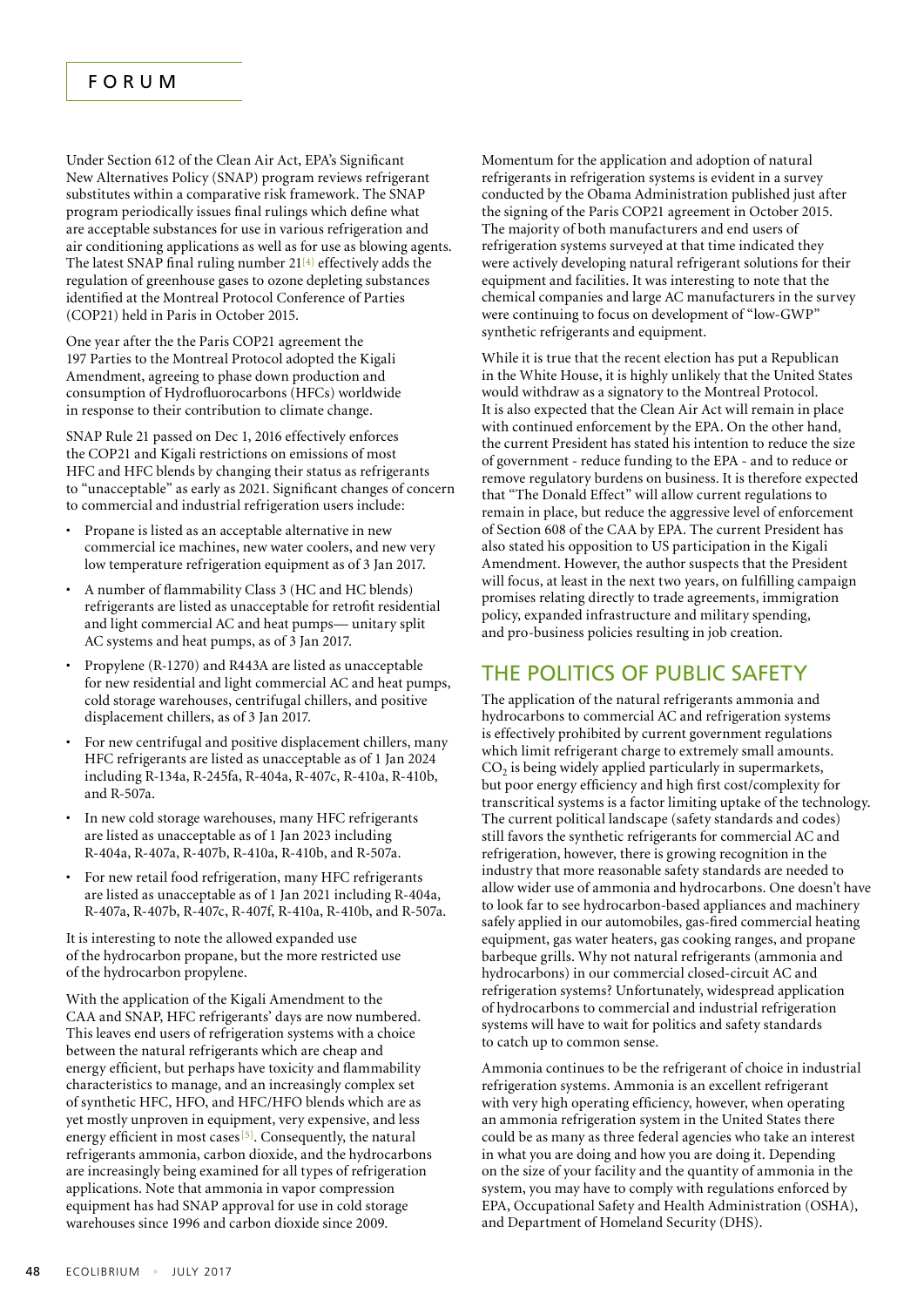Under Section 612 of the Clean Air Act, EPA's Significant New Alternatives Policy (SNAP) program reviews refrigerant substitutes within a comparative risk framework. The SNAP program periodically issues final rulings which define what are acceptable substances for use in various refrigeration and air conditioning applications as well as for use as blowing agents. The latest SNAP final ruling number 21[4] effectively adds the regulation of greenhouse gases to ozone depleting substances identified at the Montreal Protocol Conference of Parties (COP21) held in Paris in October 2015.

One year after the the Paris COP21 agreement the 197 Parties to the Montreal Protocol adopted the Kigali Amendment, agreeing to phase down production and consumption of Hydrofluorocarbons (HFCs) worldwide in response to their contribution to climate change.

SNAP Rule 21 passed on Dec 1, 2016 effectively enforces the COP21 and Kigali restrictions on emissions of most HFC and HFC blends by changing their status as refrigerants to "unacceptable" as early as 2021. Significant changes of concern to commercial and industrial refrigeration users include:

- Propane is listed as an acceptable alternative in new commercial ice machines, new water coolers, and new very low temperature refrigeration equipment as of 3 Jan 2017.
- A number of flammability Class 3 (HC and HC blends) refrigerants are listed as unacceptable for retrofit residential and light commercial AC and heat pumps— unitary split AC systems and heat pumps, as of 3 Jan 2017.
- Propylene (R-1270) and R443A are listed as unacceptable for new residential and light commercial AC and heat pumps, cold storage warehouses, centrifugal chillers, and positive displacement chillers, as of 3 Jan 2017.
- For new centrifugal and positive displacement chillers, many HFC refrigerants are listed as unacceptable as of 1 Jan 2024 including R-134a, R-245fa, R-404a, R-407c, R-410a, R-410b, and R-507a.
- In new cold storage warehouses, many HFC refrigerants are listed as unacceptable as of 1 Jan 2023 including R-404a, R-407a, R-407b, R-410a, R-410b, and R-507a.
- For new retail food refrigeration, many HFC refrigerants are listed as unacceptable as of 1 Jan 2021 including R-404a, R-407a, R-407b, R-407c, R-407f, R-410a, R-410b, and R-507a.

It is interesting to note the allowed expanded use of the hydrocarbon propane, but the more restricted use of the hydrocarbon propylene.

With the application of the Kigali Amendment to the CAA and SNAP, HFC refrigerants' days are now numbered. This leaves end users of refrigeration systems with a choice between the natural refrigerants which are cheap and energy efficient, but perhaps have toxicity and flammability characteristics to manage, and an increasingly complex set of synthetic HFC, HFO, and HFC/HFO blends which are as yet mostly unproven in equipment, very expensive, and less energy efficient in most cases[5]. Consequently, the natural refrigerants ammonia, carbon dioxide, and the hydrocarbons are increasingly being examined for all types of refrigeration applications. Note that ammonia in vapor compression equipment has had SNAP approval for use in cold storage warehouses since 1996 and carbon dioxide since 2009.

Momentum for the application and adoption of natural refrigerants in refrigeration systems is evident in a survey conducted by the Obama Administration published just after the signing of the Paris COP21 agreement in October 2015. The majority of both manufacturers and end users of refrigeration systems surveyed at that time indicated they were actively developing natural refrigerant solutions for their equipment and facilities. It was interesting to note that the chemical companies and large AC manufacturers in the survey were continuing to focus on development of "low-GWP" synthetic refrigerants and equipment.

While it is true that the recent election has put a Republican in the White House, it is highly unlikely that the United States would withdraw as a signatory to the Montreal Protocol. It is also expected that the Clean Air Act will remain in place with continued enforcement by the EPA. On the other hand, the current President has stated his intention to reduce the size of government - reduce funding to the EPA - and to reduce or remove regulatory burdens on business. It is therefore expected that "The Donald Effect" will allow current regulations to remain in place, but reduce the aggressive level of enforcement of Section 608 of the CAA by EPA. The current President has also stated his opposition to US participation in the Kigali Amendment. However, the author suspects that the President will focus, at least in the next two years, on fulfilling campaign promises relating directly to trade agreements, immigration policy, expanded infrastructure and military spending, and pro-business policies resulting in job creation.

## THE POLITICS OF PUBLIC SAFETY

The application of the natural refrigerants ammonia and hydrocarbons to commercial AC and refrigeration systems is effectively prohibited by current government regulations which limit refrigerant charge to extremely small amounts. $CO_2$ is being widely applied particularly in supermarkets, but poor energy efficiency and high first cost/complexity for transcritical systems is a factor limiting uptake of the technology. The current political landscape (safety standards and codes) still favors the synthetic refrigerants for commercial AC and refrigeration, however, there is growing recognition in the industry that more reasonable safety standards are needed to allow wider use of ammonia and hydrocarbons. One doesn't have to look far to see hydrocarbon-based appliances and machinery safely applied in our automobiles, gas-fired commercial heating equipment, gas water heaters, gas cooking ranges, and propane barbeque grills. Why not natural refrigerants (ammonia and hydrocarbons) in our commercial closed-circuit AC and refrigeration systems? Unfortunately, widespread application of hydrocarbons to commercial and industrial refrigeration systems will have to wait for politics and safety standards to catch up to common sense.

Ammonia continues to be the refrigerant of choice in industrial refrigeration systems. Ammonia is an excellent refrigerant with very high operating efficiency, however, when operating an ammonia refrigeration system in the United States there could be as many as three federal agencies who take an interest in what you are doing and how you are doing it. Depending on the size of your facility and the quantity of ammonia in the system, you may have to comply with regulations enforced by EPA, Occupational Safety and Health Administration (OSHA), and Department of Homeland Security (DHS).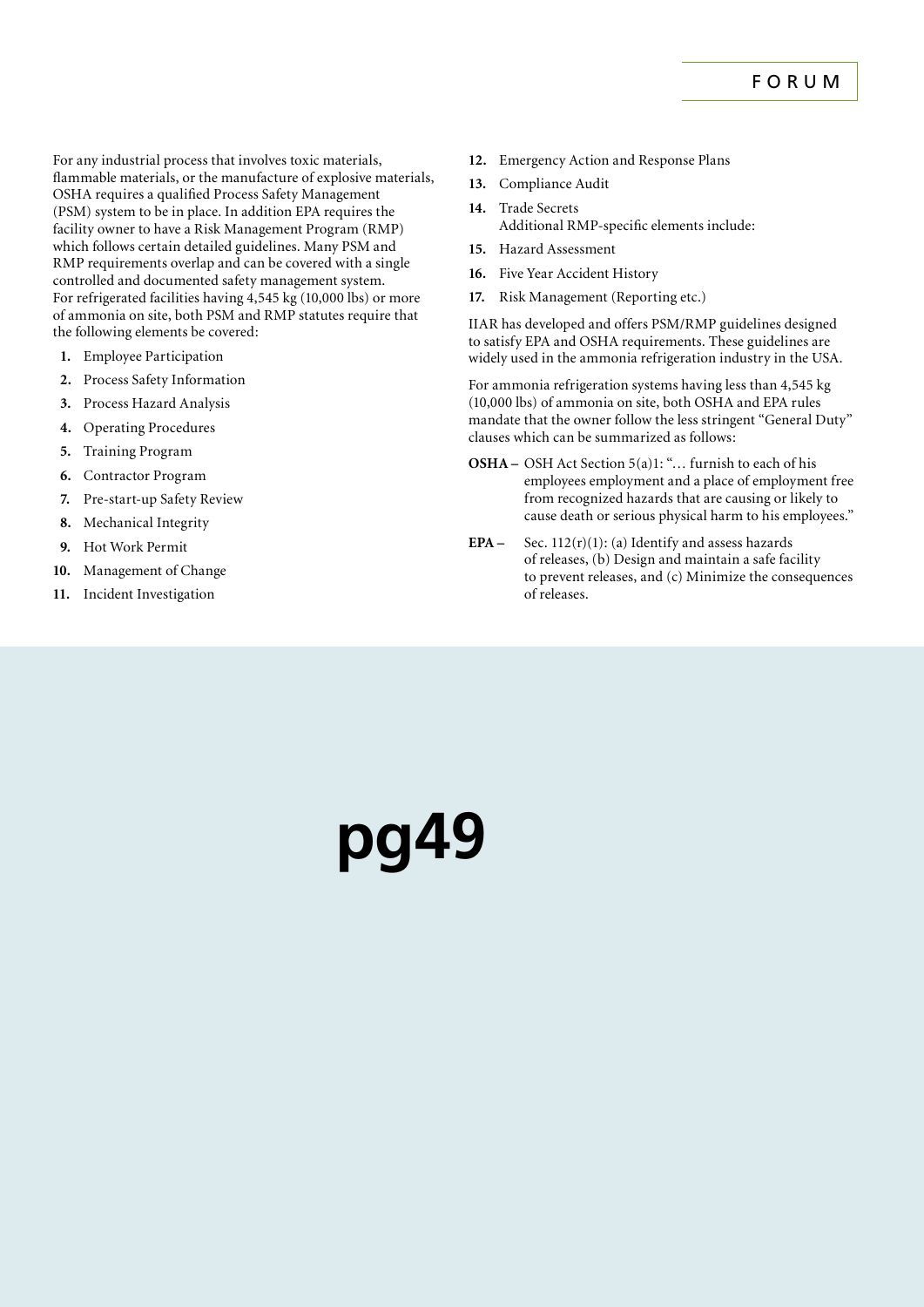For any industrial process that involves toxic materials, flammable materials, or the manufacture of explosive materials, OSHA requires a qualified Process Safety Management (PSM) system to be in place. In addition EPA requires the facility owner to have a Risk Management Program (RMP) which follows certain detailed guidelines. Many PSM and RMP requirements overlap and can be covered with a single controlled and documented safety management system. For refrigerated facilities having 4,545 kg (10,000 lbs) or more of ammonia on site, both PSM and RMP statutes require that the following elements be covered:

1. Employee Participation
2. Process Safety Information
3. Process Hazard Analysis
4. Operating Procedures
5. Training Program
6. Contractor Program
7. Pre-start-up Safety Review
8. Mechanical Integrity
9. Hot Work Permit
10. Management of Change
11. Incident Investigation
12. Emergency Action and Response Plans
13. Compliance Audit
14. Trade Secrets
    Additional RMP-specific elements include:
15. Hazard Assessment
16. Five Year Accident History
17. Risk Management (Reporting etc.)

IIAR has developed and offers PSM/RMP guidelines designed to satisfy EPA and OSHA requirements. These guidelines are widely used in the ammonia refrigeration industry in the USA.

For ammonia refrigeration systems having less than 4,545 kg (10,000 lbs) of ammonia on site, both OSHA and EPA rules mandate that the owner follow the less stringent "General Duty" clauses which can be summarized as follows:

**OSHA –** OSH Act Section 5(a)1: "… furnish to each of his employees employment and a place of employment free from recognized hazards that are causing or likely to cause death or serious physical harm to his employees."

**EPA –** Sec. 112(r)(1): (a) Identify and assess hazards of releases, (b) Design and maintain a safe facility to prevent releases, and (c) Minimize the consequences of releases.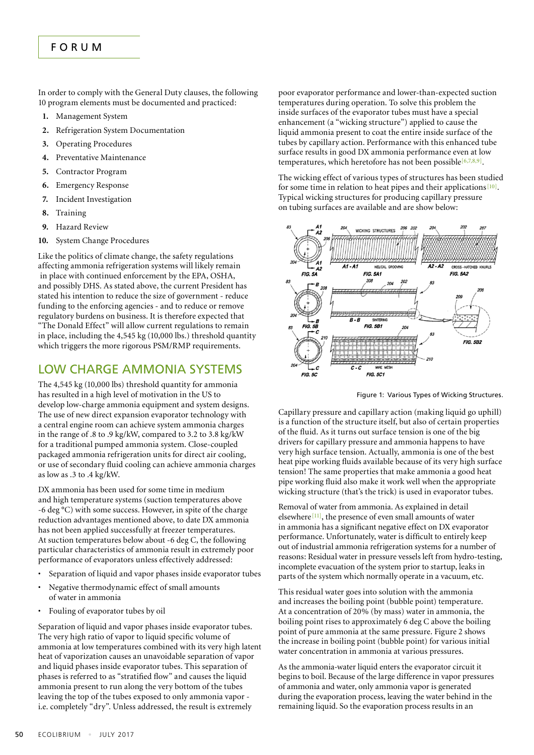In order to comply with the General Duty clauses, the following 10 program elements must be documented and practiced:

1. Management System
2. Refrigeration System Documentation
3. Operating Procedures
4. Preventative Maintenance
5. Contractor Program
6. Emergency Response
7. Incident Investigation
8. Training
9. Hazard Review
10. System Change Procedures

Like the politics of climate change, the safety regulations affecting ammonia refrigeration systems will likely remain in place with continued enforcement by the EPA, OSHA, and possibly DHS. As stated above, the current President has stated his intention to reduce the size of government - reduce funding to the enforcing agencies - and to reduce or remove regulatory burdens on business. It is therefore expected that "The Donald Effect" will allow current regulations to remain in place, including the 4,545 kg (10,000 lbs.) threshold quantity which triggers the more rigorous PSM/RMP requirements.

## LOW CHARGE AMMONIA SYSTEMS

The 4,545 kg (10,000 lbs) threshold quantity for ammonia has resulted in a high level of motivation in the US to develop low-charge ammonia equipment and system designs. The use of new direct expansion evaporator technology with a central engine room can achieve system ammonia charges in the range of .8 to .9 kg/kW, compared to 3.2 to 3.8 kg/kW for a traditional pumped ammonia system. Close-coupled packaged ammonia refrigeration units for direct air cooling, or use of secondary fluid cooling can achieve ammonia charges as low as .3 to .4 kg/kW.

DX ammonia has been used for some time in medium and high temperature systems (suction temperatures above -6 deg °C) with some success. However, in spite of the charge reduction advantages mentioned above, to date DX ammonia has not been applied successfully at freezer temperatures. At suction temperatures below about -6 deg C, the following particular characteristics of ammonia result in extremely poor performance of evaporators unless effectively addressed:

- Separation of liquid and vapor phases inside evaporator tubes
- Negative thermodynamic effect of small amounts of water in ammonia
- Fouling of evaporator tubes by oil

Separation of liquid and vapor phases inside evaporator tubes. The very high ratio of vapor to liquid specific volume of ammonia at low temperatures combined with its very high latent heat of vaporization causes an unavoidable separation of vapor and liquid phases inside evaporator tubes. This separation of phases is referred to as "stratified flow" and causes the liquid ammonia present to run along the very bottom of the tubes leaving the top of the tubes exposed to only ammonia vapor - i.e. completely "dry". Unless addressed, the result is extremely poor evaporator performance and lower-than-expected suction temperatures during operation. To solve this problem the inside surfaces of the evaporator tubes must have a special enhancement (a "wicking structure") applied to cause the liquid ammonia present to coat the entire inside surface of the tubes by capillary action. Performance with this enhanced tube surface results in good DX ammonia performance even at low temperatures, which heretofore has not been possible[6,7,8,9].

The wicking effect of various types of structures has been studied for some time in relation to heat pipes and their applications[10]. Typical wicking structures for producing capillary pressure on tubing surfaces are available and are show below:

Figure 1: Various Types of Wicking Structures.

Capillary pressure and capillary action (making liquid go uphill) is a function of the structure itself, but also of certain properties of the fluid. As it turns out surface tension is one of the big drivers for capillary pressure and ammonia happens to have very high surface tension. Actually, ammonia is one of the best heat pipe working fluids available because of its very high surface tension! The same properties that make ammonia a good heat pipe working fluid also make it work well when the appropriate wicking structure (that's the trick) is used in evaporator tubes.

Removal of water from ammonia. As explained in detail elsewhere[11], the presence of even small amounts of water in ammonia has a significant negative effect on DX evaporator performance. Unfortunately, water is difficult to entirely keep out of industrial ammonia refrigeration systems for a number of reasons: Residual water in pressure vessels left from hydro-testing, incomplete evacuation of the system prior to startup, leaks in parts of the system which normally operate in a vacuum, etc.

This residual water goes into solution with the ammonia and increases the boiling point (bubble point) temperature. At a concentration of 20% (by mass) water in ammonia, the boiling point rises to approximately 6 deg C above the boiling point of pure ammonia at the same pressure. Figure 2 shows the increase in boiling point (bubble point) for various initial water concentration in ammonia at various pressures.

As the ammonia-water liquid enters the evaporator circuit it begins to boil. Because of the large difference in vapor pressures of ammonia and water, only ammonia vapor is generated during the evaporation process, leaving the water behind in the remaining liquid. So the evaporation process results in an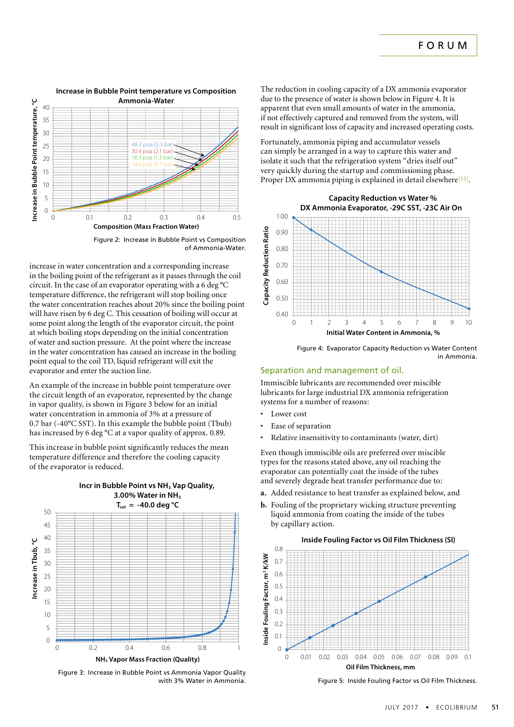Increase in Bubble Point temperature vs Composition Ammonia-Water

Increase in Bubble Point temperature, °C

40
35
30
25
20
15
10
5
0

0
0.1
0.2
0.3
0.4
0.5

Composition (Mass Fraction Water)

48.2 psia (3.3 bar)
30.4 psia (2.1 bar)
18.3 psia (1.3 bar)
10.4 psia (0.7 bar)

Figure 2: Increase in Bubble Point vs Composition of Ammonia-Water.

increase in water concentration and a corresponding increase in the boiling point of the refrigerant as it passes through the coil circuit. In the case of an evaporator operating with a 6 deg °C temperature difference, the refrigerant will stop boiling once the water concentration reaches about 20% since the boiling point will have risen by 6 deg C. This cessation of boiling will occur at some point along the length of the evaporator circuit, the point at which boiling stops depending on the initial concentration of water and suction pressure. At the point where the increase in the water concentration has caused an increase in the boiling point equal to the coil TD, liquid refrigerant will exit the evaporator and enter the suction line.

An example of the increase in bubble point temperature over the circuit length of an evaporator, represented by the change in vapor quality, is shown in Figure 3 below for an initial water concentration in ammonia of 3% at a pressure of 0.7 bar (-40°C SST). In this example the bubble point (Tbub) has increased by 6 deg °C at a vapor quality of approx. 0.89.

This increase in bubble point significantly reduces the mean temperature difference and therefore the cooling capacity of the evaporator is reduced.

Incr in Bubble Point vs $NH_3$ Vap Quality,
3.00% Water in $NH_3$
$T_{sat}$ = -40.0 deg °C

Increase in Tbub, °C

50
45
40
35
30
25
20
15
10
5
0

0
0.2
0.4
0.6
0.8
1

$NH_3$ Vapor Mass Fraction (Quality)

Figure 3: Increase in Bubble Point vs Ammonia Vapor Quality with 3% Water in Ammonia.

The reduction in cooling capacity of a DX ammonia evaporator due to the presence of water is shown below in Figure 4. It is apparent that even small amounts of water in the ammonia, if not effectively captured and removed from the system, will result in significant loss of capacity and increased operating costs.

Fortunately, ammonia piping and accumulator vessels can simply be arranged in a way to capture this water and isolate it such that the refrigeration system "dries itself out" very quickly during the startup and commissioning phase. Proper DX ammonia piping is explained in detail elsewhere[12].

Capacity Reduction vs Water %
DX Ammonia Evaporator, -29C SST, -23C Air On

Capacity Reduction Ratio

1.00
0.90
0.80
0.70
0.60
0.50
0.40

0
1
2
3
4
5
6
7
8
9
10

Initial Water Content in Ammonia, %

Figure 4: Evaporator Capacity Reduction vs Water Content in Ammonia.

## Separation and management of oil.

Immiscible lubricants are recommended over miscible lubricants for large industrial DX ammonia refrigeration systems for a number of reasons:

- Lower cost
- Ease of separation
- Relative insensitivity to contaminants (water, dirt)

Even though immiscible oils are preferred over miscible types for the reasons stated above, any oil reaching the evaporator can potentially coat the inside of the tubes and severely degrade heat transfer performance due to:

**a.** Added resistance to heat transfer as explained below, and

**b.** Fouling of the proprietary wicking structure preventing liquid ammonia from coating the inside of the tubes by capillary action.

Inside Fouling Factor vs Oil Film Thickness (SI)

Inside Fouling Factor, m² K/kW

0.8
0.7
0.6
0.5
0.4
0.3
0.2
0.1
0

0
0.01
0.02
0.03
0.04
0.05
0.06
0.07
0.08
0.09
0.1

Oil Film Thickness, mm

Figure 5: Inside Fouling Factor vs Oil Film Thickness.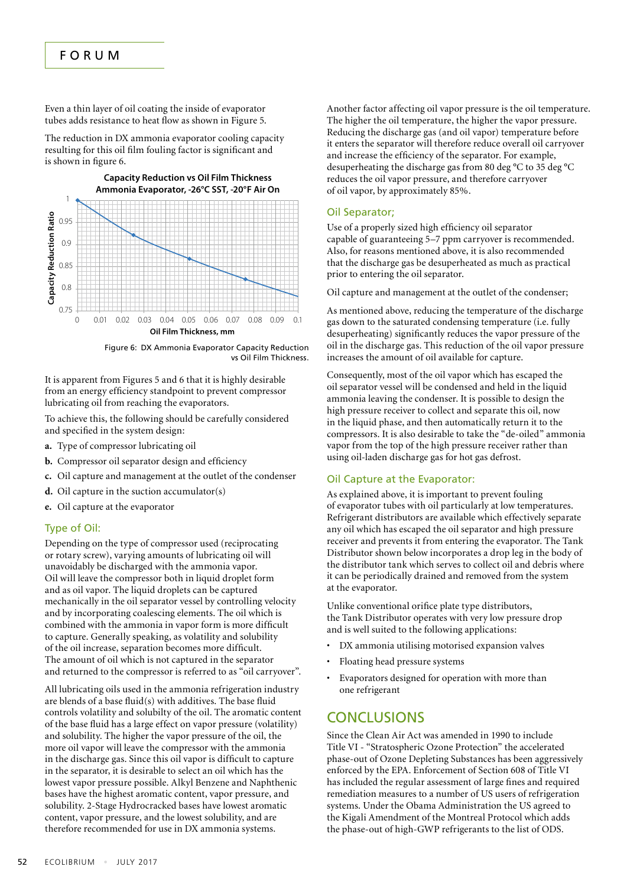Even a thin layer of oil coating the inside of evaporator tubes adds resistance to heat flow as shown in Figure 5.

The reduction in DX ammonia evaporator cooling capacity resulting for this oil film fouling factor is significant and is shown in figure 6.

Capacity Reduction vs Oil Film Thickness
Ammonia Evaporator, -26°C SST, -20°F Air On

Capacity Reduction Ratio

1
0.95
0.9
0.85
0.8
0.75

0 0.01 0.02 0.03 0.04 0.05 0.06 0.07 0.08 0.09 0.1

Oil Film Thickness, mm

Figure 6: DX Ammonia Evaporator Capacity Reduction vs Oil Film Thickness.

It is apparent from Figures 5 and 6 that it is highly desirable from an energy efficiency standpoint to prevent compressor lubricating oil from reaching the evaporators.

To achieve this, the following should be carefully considered and specified in the system design:

**a.** Type of compressor lubricating oil

**b.** Compressor oil separator design and efficiency

**c.** Oil capture and management at the outlet of the condenser

**d.** Oil capture in the suction accumulator(s)

**e.** Oil capture at the evaporator

### Type of Oil:

Depending on the type of compressor used (reciprocating or rotary screw), varying amounts of lubricating oil will unavoidably be discharged with the ammonia vapor. Oil will leave the compressor both in liquid droplet form and as oil vapor. The liquid droplets can be captured mechanically in the oil separator vessel by controlling velocity and by incorporating coalescing elements. The oil which is combined with the ammonia in vapor form is more difficult to capture. Generally speaking, as volatility and solubility of the oil increase, separation becomes more difficult. The amount of oil which is not captured in the separator and returned to the compressor is referred to as "oil carryover".

All lubricating oils used in the ammonia refrigeration industry are blends of a base fluid(s) with additives. The base fluid controls volatility and solubilty of the oil. The aromatic content of the base fluid has a large effect on vapor pressure (volatility) and solubility. The higher the vapor pressure of the oil, the more oil vapor will leave the compressor with the ammonia in the discharge gas. Since this oil vapor is difficult to capture in the separator, it is desirable to select an oil which has the lowest vapor pressure possible. Alkyl Benzene and Naphthenic bases have the highest aromatic content, vapor pressure, and solubility. 2-Stage Hydrocracked bases have lowest aromatic content, vapor pressure, and the lowest solubility, and are therefore recommended for use in DX ammonia systems.

Another factor affecting oil vapor pressure is the oil temperature. The higher the oil temperature, the higher the vapor pressure. Reducing the discharge gas (and oil vapor) temperature before it enters the separator will therefore reduce overall oil carryover and increase the efficiency of the separator. For example, desuperheating the discharge gas from 80 deg °C to 35 deg °C reduces the oil vapor pressure, and therefore carryover of oil vapor, by approximately 85%.

### Oil Separator;

Use of a properly sized high efficiency oil separator capable of guaranteeing 5–7 ppm carryover is recommended. Also, for reasons mentioned above, it is also recommended that the discharge gas be desuperheated as much as practical prior to entering the oil separator.

Oil capture and management at the outlet of the condenser;

As mentioned above, reducing the temperature of the discharge gas down to the saturated condensing temperature (i.e. fully desuperheating) significantly reduces the vapor pressure of the oil in the discharge gas. This reduction of the oil vapor pressure increases the amount of oil available for capture.

Consequently, most of the oil vapor which has escaped the oil separator vessel will be condensed and held in the liquid ammonia leaving the condenser. It is possible to design the high pressure receiver to collect and separate this oil, now in the liquid phase, and then automatically return it to the compressors. It is also desirable to take the "de-oiled" ammonia vapor from the top of the high pressure receiver rather than using oil-laden discharge gas for hot gas defrost.

### Oil Capture at the Evaporator:

As explained above, it is important to prevent fouling of evaporator tubes with oil particularly at low temperatures. Refrigerant distributors are available which effectively separate any oil which has escaped the oil separator and high pressure receiver and prevents it from entering the evaporator. The Tank Distributor shown below incorporates a drop leg in the body of the distributor tank which serves to collect oil and debris where it can be periodically drained and removed from the system at the evaporator.

Unlike conventional orifice plate type distributors, the Tank Distributor operates with very low pressure drop and is well suited to the following applications:

- DX ammonia utilising motorised expansion valves
- Floating head pressure systems
- Evaporators designed for operation with more than one refrigerant

## CONCLUSIONS

Since the Clean Air Act was amended in 1990 to include Title VI - "Stratospheric Ozone Protection" the accelerated phase-out of Ozone Depleting Substances has been aggressively enforced by the EPA. Enforcement of Section 608 of Title VI has included the regular assessment of large fines and required remediation measures to a number of US users of refrigeration systems. Under the Obama Administration the US agreed to the Kigali Amendment of the Montreal Protocol which adds the phase-out of high-GWP refrigerants to the list of ODS.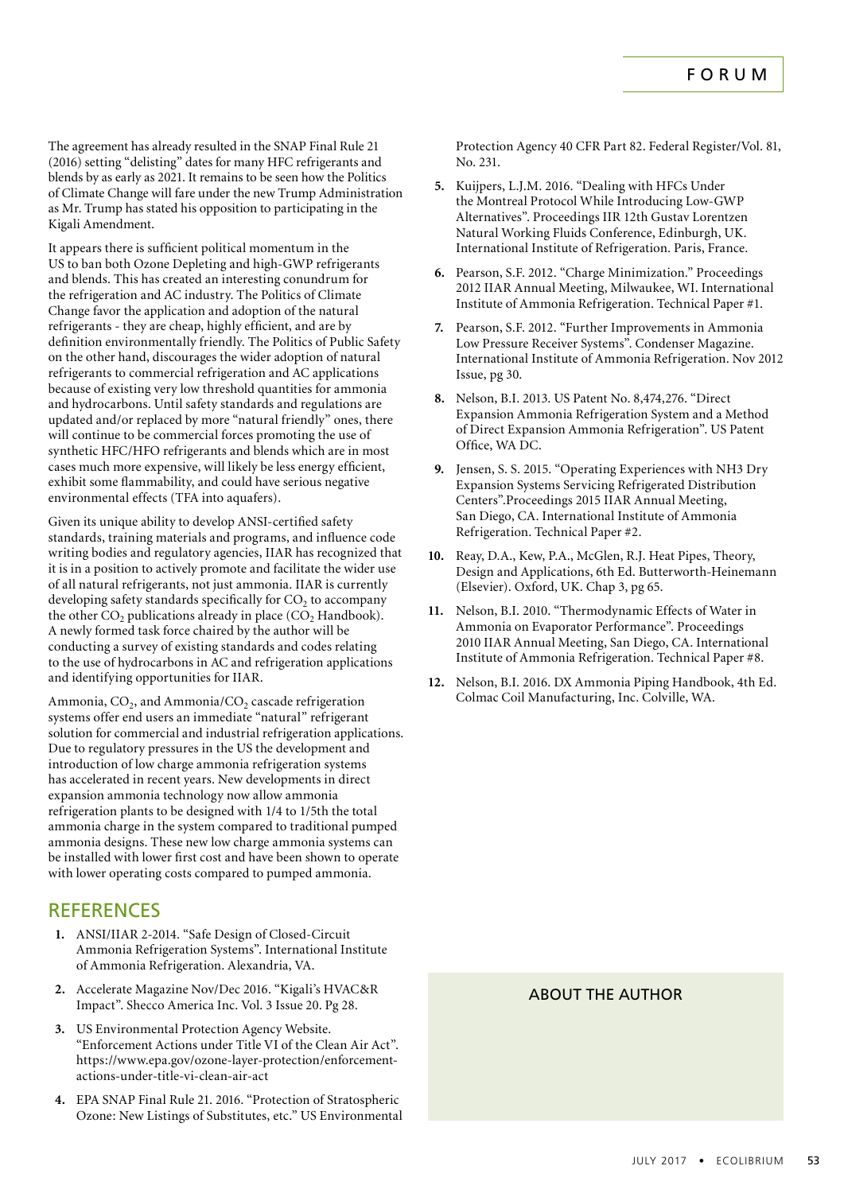The agreement has already resulted in the SNAP Final Rule 21 (2016) setting "delisting" dates for many HFC refrigerants and blends by as early as 2021. It remains to be seen how the Politics of Climate Change will fare under the new Trump Administration as Mr. Trump has stated his opposition to participating in the Kigali Amendment.

It appears there is sufficient political momentum in the US to ban both Ozone Depleting and high-GWP refrigerants and blends. This has created an interesting conundrum for the refrigeration and AC industry. The Politics of Climate Change favor the application and adoption of the natural refrigerants - they are cheap, highly efficient, and are by definition environmentally friendly. The Politics of Public Safety on the other hand, discourages the wider adoption of natural refrigerants to commercial refrigeration and AC applications because of existing very low threshold quantities for ammonia and hydrocarbons. Until safety standards and regulations are updated and/or replaced by more "natural friendly" ones, there will continue to be commercial forces promoting the use of synthetic HFC/HFO refrigerants and blends which are in most cases much more expensive, will likely be less energy efficient, exhibit some flammability, and could have serious negative environmental effects (TFA into aquafers).

Given its unique ability to develop ANSI-certified safety standards, training materials and programs, and influence code writing bodies and regulatory agencies, IIAR has recognized that it is in a position to actively promote and facilitate the wider use of all natural refrigerants, not just ammonia. IIAR is currently developing safety standards specifically for $CO_2$ to accompany the other $CO_2$ publications already in place ($CO_2$ Handbook). A newly formed task force chaired by the author will be conducting a survey of existing standards and codes relating to the use of hydrocarbons in AC and refrigeration applications and identifying opportunities for IIAR.

Ammonia, $CO_2$, and Ammonia/$CO_2$ cascade refrigeration systems offer end users an immediate "natural" refrigerant solution for commercial and industrial refrigeration applications. Due to regulatory pressures in the US the development and introduction of low charge ammonia refrigeration systems has accelerated in recent years. New developments in direct expansion ammonia technology now allow ammonia refrigeration plants to be designed with 1/4 to 1/5th the total ammonia charge in the system compared to traditional pumped ammonia designs. These new low charge ammonia systems can be installed with lower first cost and have been shown to operate with lower operating costs compared to pumped ammonia.

## REFERENCES

1. ANSI/IIAR 2-2014. "Safe Design of Closed-Circuit Ammonia Refrigeration Systems". International Institute of Ammonia Refrigeration. Alexandria, VA.
2. Accelerate Magazine Nov/Dec 2016. "Kigali's HVAC&R Impact". Shecco America Inc. Vol. 3 Issue 20. Pg 28.
3. US Environmental Protection Agency Website. "Enforcement Actions under Title VI of the Clean Air Act". https://www.epa.gov/ozone-layer-protection/enforcement-actions-under-title-vi-clean-air-act
4. EPA SNAP Final Rule 21. 2016. "Protection of Stratospheric Ozone: New Listings of Substitutes, etc." US Environmental Protection Agency 40 CFR Part 82. Federal Register/Vol. 81, No. 231.
5. Kuijpers, L.J.M. 2016. "Dealing with HFCs Under the Montreal Protocol While Introducing Low-GWP Alternatives". Proceedings IIR 12th Gustav Lorentzen Natural Working Fluids Conference, Edinburgh, UK. International Institute of Refrigeration. Paris, France.
6. Pearson, S.F. 2012. "Charge Minimization." Proceedings 2012 IIAR Annual Meeting, Milwaukee, WI. International Institute of Ammonia Refrigeration. Technical Paper #1.
7. Pearson, S.F. 2012. "Further Improvements in Ammonia Low Pressure Receiver Systems". Condenser Magazine. International Institute of Ammonia Refrigeration. Nov 2012 Issue, pg 30.
8. Nelson, B.I. 2013. US Patent No. 8,474,276. "Direct Expansion Ammonia Refrigeration System and a Method of Direct Expansion Ammonia Refrigeration". US Patent Office, WA DC.
9. Jensen, S. S. 2015. "Operating Experiences with NH3 Dry Expansion Systems Servicing Refrigerated Distribution Centers".Proceedings 2015 IIAR Annual Meeting, San Diego, CA. International Institute of Ammonia Refrigeration. Technical Paper #2.
10. Reay, D.A., Kew, P.A., McGlen, R.J. Heat Pipes, Theory, Design and Applications, 6th Ed. Butterworth-Heinemann (Elsevier). Oxford, UK. Chap 3, pg 65.
11. Nelson, B.I. 2010. "Thermodynamic Effects of Water in Ammonia on Evaporator Performance". Proceedings 2010 IIAR Annual Meeting, San Diego, CA. International Institute of Ammonia Refrigeration. Technical Paper #8.
12. Nelson, B.I. 2016. DX Ammonia Piping Handbook, 4th Ed. Colmac Coil Manufacturing, Inc. Colville, WA.

## ABOUT THE AUTHOR